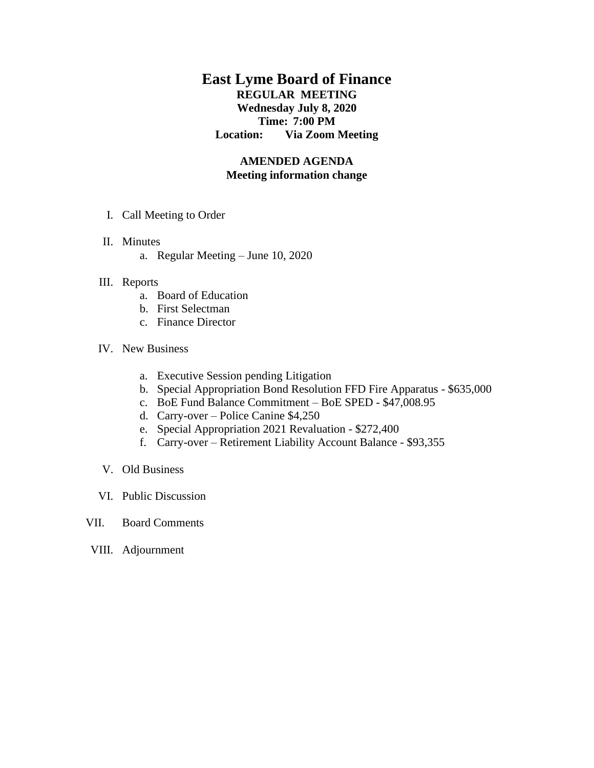# East Lyme Board of Finance

**REGULAR MEETING**
**Wednesday July 8, 2020**
**Time: 7:00 PM**
**Location: Via Zoom Meeting**

**AMENDED AGENDA**
**Meeting information change**

I. Call Meeting to Order

II. Minutes
   a. Regular Meeting – June 10, 2020

III. Reports
   a. Board of Education
   b. First Selectman
   c. Finance Director

IV. New Business
   a. Executive Session pending Litigation
   b. Special Appropriation Bond Resolution FFD Fire Apparatus - $635,000
   c. BoE Fund Balance Commitment – BoE SPED - $47,008.95
   d. Carry-over – Police Canine $4,250
   e. Special Appropriation 2021 Revaluation - $272,400
   f. Carry-over – Retirement Liability Account Balance - $93,355

V. Old Business

VI. Public Discussion

VII. Board Comments

VIII. Adjournment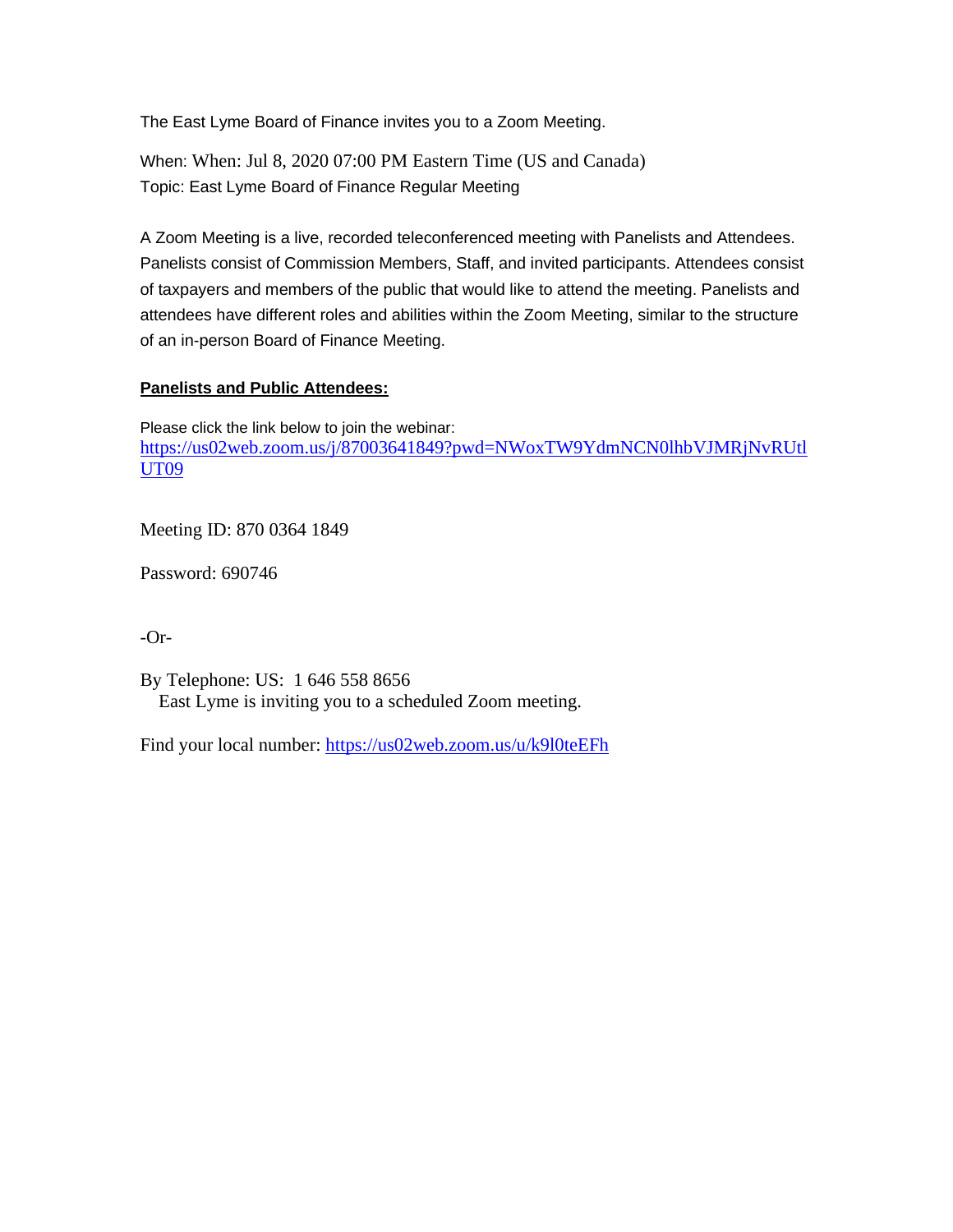The East Lyme Board of Finance invites you to a Zoom Meeting.

When: When: Jul 8, 2020 07:00 PM Eastern Time (US and Canada)
Topic: East Lyme Board of Finance Regular Meeting

A Zoom Meeting is a live, recorded teleconferenced meeting with Panelists and Attendees. Panelists consist of Commission Members, Staff, and invited participants. Attendees consist of taxpayers and members of the public that would like to attend the meeting. Panelists and attendees have different roles and abilities within the Zoom Meeting, similar to the structure of an in-person Board of Finance Meeting.

**Panelists and Public Attendees:**

Please click the link below to join the webinar:
https://us02web.zoom.us/j/87003641849?pwd=NWoxTW9YdmNCN0lhbVJMRjNvRUtlUT09

Meeting ID: 870 0364 1849

Password: 690746

-Or-

By Telephone: US: 1 646 558 8656
East Lyme is inviting you to a scheduled Zoom meeting.

Find your local number: https://us02web.zoom.us/u/k9l0teEFh